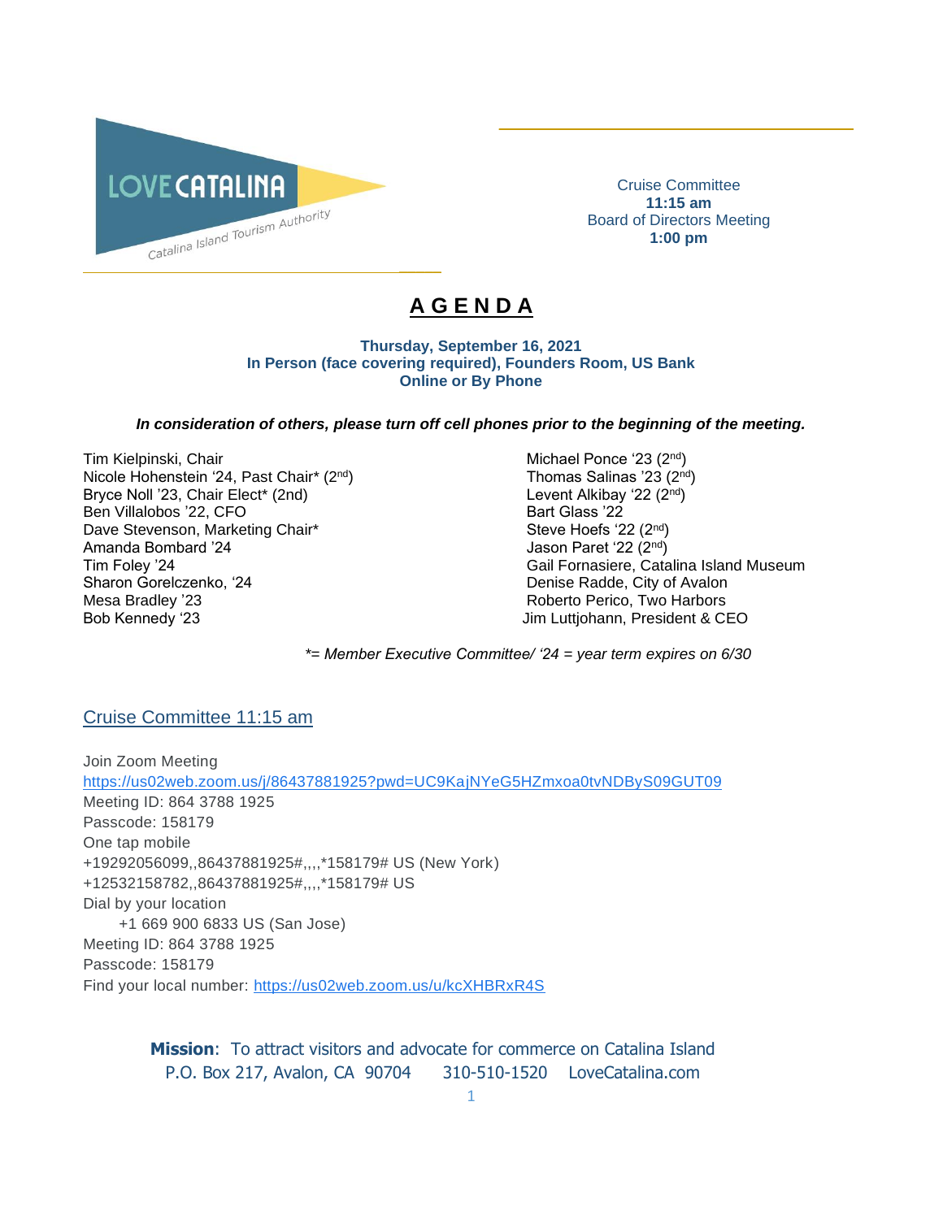LOVE CATALINA
Catalina Island Tourism Authority

Cruise Committee
**11:15 am**
Board of Directors Meeting
**1:00 pm**

# A G E N D A

**Thursday, September 16, 2021**
**In Person (face covering required), Founders Room, US Bank**
**Online or By Phone**

***In consideration of others, please turn off cell phones prior to the beginning of the meeting.***

Tim Kielpinski, Chair
Nicole Hohenstein '24, Past Chair* (2nd)
Bryce Noll '23, Chair Elect* (2nd)
Ben Villalobos '22, CFO
Dave Stevenson, Marketing Chair*
Amanda Bombard '24
Tim Foley '24
Sharon Gorelczenko, '24
Mesa Bradley '23
Bob Kennedy '23
Michael Ponce '23 (2nd)
Thomas Salinas '23 (2nd)
Levent Alkibay '22 (2nd)
Bart Glass '22
Steve Hoefs '22 (2nd)
Jason Paret '22 (2nd)
Gail Fornasiere, Catalina Island Museum
Denise Radde, City of Avalon
Roberto Perico, Two Harbors
Jim Luttjohann, President & CEO

*\*= Member Executive Committee/ '24 = year term expires on 6/30*

## Cruise Committee 11:15 am

Join Zoom Meeting
https://us02web.zoom.us/j/86437881925?pwd=UC9KajNYeG5HZmxoa0tvNDByS09GUT09
Meeting ID: 864 3788 1925
Passcode: 158179
One tap mobile
+19292056099,,86437881925#,,,,*158179# US (New York)
+12532158782,,86437881925#,,,,*158179# US
Dial by your location
+1 669 900 6833 US (San Jose)
Meeting ID: 864 3788 1925
Passcode: 158179
Find your local number: https://us02web.zoom.us/u/kcXHBRxR4S

**Mission**: To attract visitors and advocate for commerce on Catalina Island
P.O. Box 217, Avalon, CA 90704 310-510-1520 LoveCatalina.com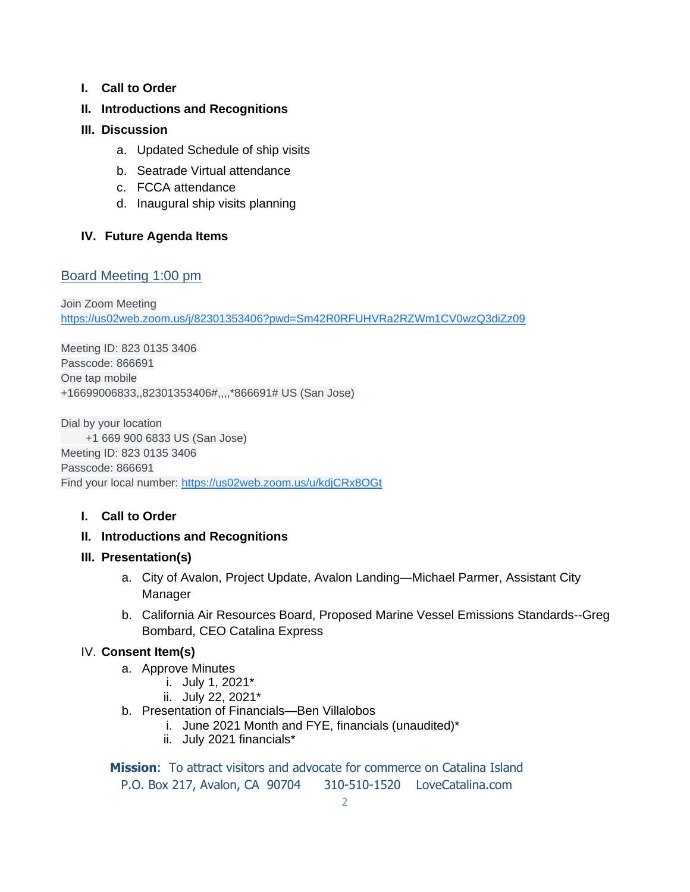I. **Call to Order**

II. **Introductions and Recognitions**

III. **Discussion**

   a. Updated Schedule of ship visits

   b. Seatrade Virtual attendance

   c. FCCA attendance

   d. Inaugural ship visits planning

IV. **Future Agenda Items**

## Board Meeting 1:00 pm

Join Zoom Meeting
https://us02web.zoom.us/j/82301353406?pwd=Sm42R0RFUHVRa2RZWm1CV0wzQ3diZz09

Meeting ID: 823 0135 3406
Passcode: 866691
One tap mobile
+16699006833,,82301353406#,,,,*866691# US (San Jose)

Dial by your location
+1 669 900 6833 US (San Jose)
Meeting ID: 823 0135 3406
Passcode: 866691
Find your local number: https://us02web.zoom.us/u/kdjCRx8OGt

I. **Call to Order**

II. **Introductions and Recognitions**

III. **Presentation(s)**

   a. City of Avalon, Project Update, Avalon Landing—Michael Parmer, Assistant City Manager

   b. California Air Resources Board, Proposed Marine Vessel Emissions Standards--Greg Bombard, CEO Catalina Express

IV. **Consent Item(s)**

   a. Approve Minutes
      i. July 1, 2021*
      ii. July 22, 2021*

   b. Presentation of Financials—Ben Villalobos
      i. June 2021 Month and FYE, financials (unaudited)*
      ii. July 2021 financials*

**Mission**: To attract visitors and advocate for commerce on Catalina Island
P.O. Box 217, Avalon, CA 90704 310-510-1520 LoveCatalina.com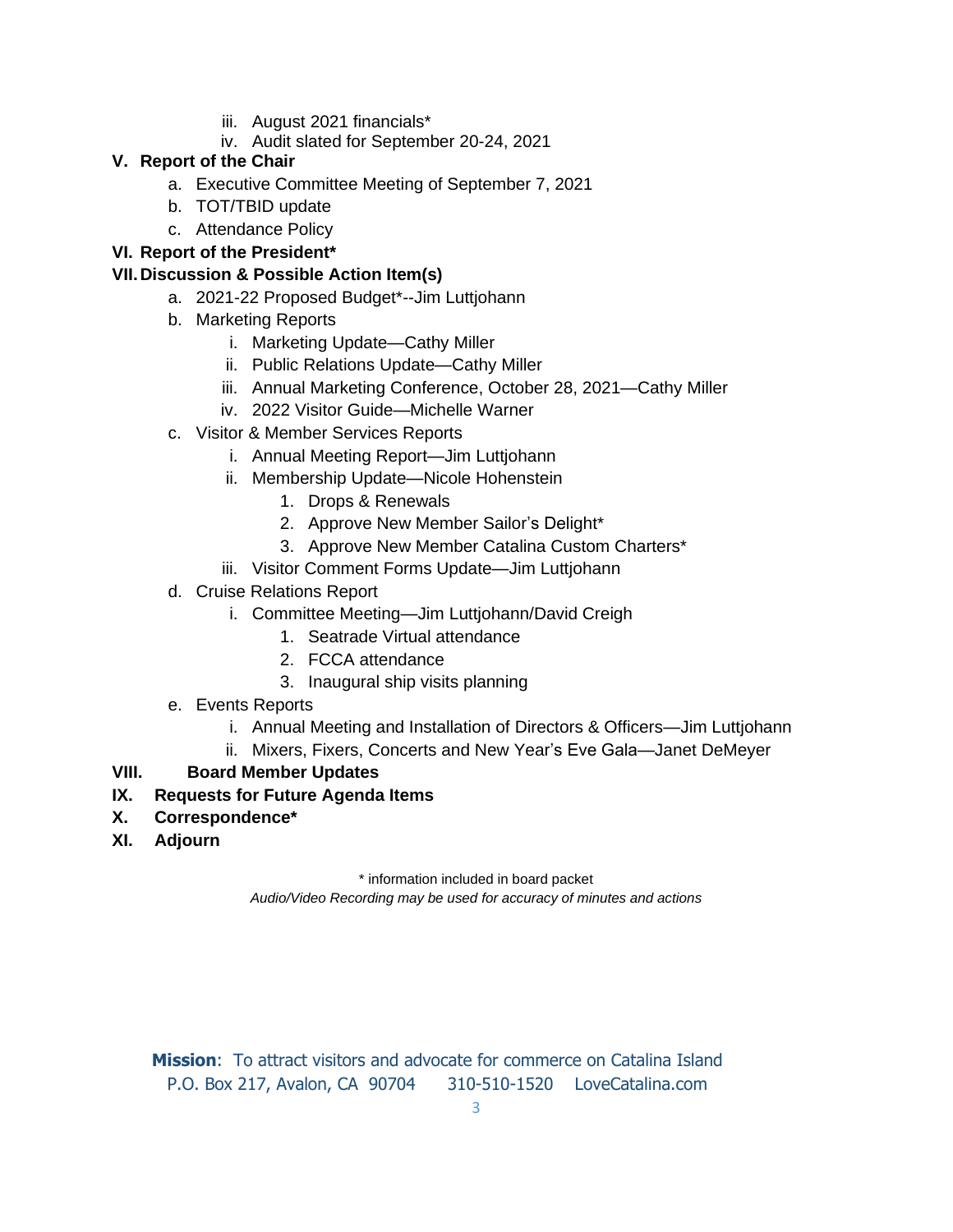- iii. August 2021 financials*
   - iv. Audit slated for September 20-24, 2021

**V. Report of the Chair**

- a. Executive Committee Meeting of September 7, 2021
- b. TOT/TBID update
- c. Attendance Policy

**VI. Report of the President***

**VII. Discussion & Possible Action Item(s)**

- a. 2021-22 Proposed Budget*--Jim Luttjohann
- b. Marketing Reports
  - i. Marketing Update—Cathy Miller
  - ii. Public Relations Update—Cathy Miller
  - iii. Annual Marketing Conference, October 28, 2021—Cathy Miller
  - iv. 2022 Visitor Guide—Michelle Warner
- c. Visitor & Member Services Reports
  - i. Annual Meeting Report—Jim Luttjohann
  - ii. Membership Update—Nicole Hohenstein
    1. Drops & Renewals
    2. Approve New Member Sailor's Delight*
    3. Approve New Member Catalina Custom Charters*
  - iii. Visitor Comment Forms Update—Jim Luttjohann
- d. Cruise Relations Report
  - i. Committee Meeting—Jim Luttjohann/David Creigh
    1. Seatrade Virtual attendance
    2. FCCA attendance
    3. Inaugural ship visits planning
- e. Events Reports
  - i. Annual Meeting and Installation of Directors & Officers—Jim Luttjohann
  - ii. Mixers, Fixers, Concerts and New Year's Eve Gala—Janet DeMeyer

**VIII. Board Member Updates**

**IX. Requests for Future Agenda Items**

**X. Correspondence***

**XI. Adjourn**

\* information included in board packet

*Audio/Video Recording may be used for accuracy of minutes and actions*

**Mission**: To attract visitors and advocate for commerce on Catalina Island
P.O. Box 217, Avalon, CA 90704 310-510-1520 LoveCatalina.com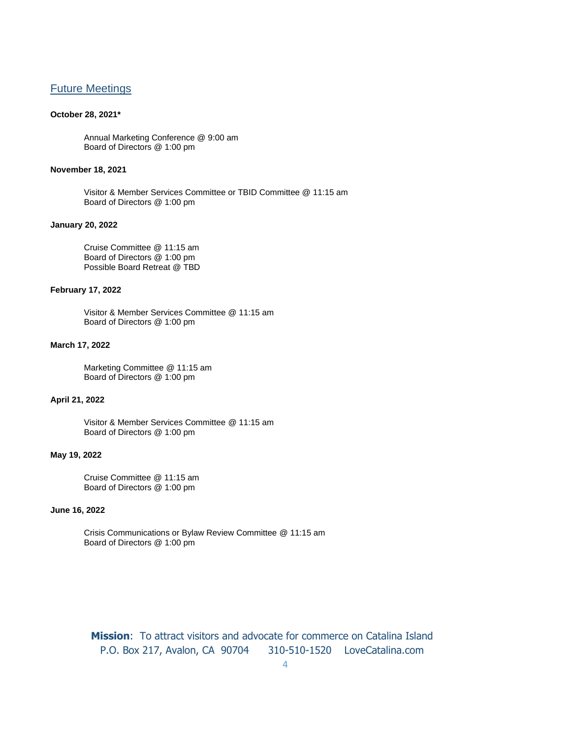## Future Meetings

**October 28, 2021***

Annual Marketing Conference @ 9:00 am
Board of Directors @ 1:00 pm

**November 18, 2021**

Visitor & Member Services Committee or TBID Committee @ 11:15 am
Board of Directors @ 1:00 pm

**January 20, 2022**

Cruise Committee @ 11:15 am
Board of Directors @ 1:00 pm
Possible Board Retreat @ TBD

**February 17, 2022**

Visitor & Member Services Committee @ 11:15 am
Board of Directors @ 1:00 pm

**March 17, 2022**

Marketing Committee @ 11:15 am
Board of Directors @ 1:00 pm

**April 21, 2022**

Visitor & Member Services Committee @ 11:15 am
Board of Directors @ 1:00 pm

**May 19, 2022**

Cruise Committee @ 11:15 am
Board of Directors @ 1:00 pm

**June 16, 2022**

Crisis Communications or Bylaw Review Committee @ 11:15 am
Board of Directors @ 1:00 pm

**Mission**: To attract visitors and advocate for commerce on Catalina Island
P.O. Box 217, Avalon, CA 90704 310-510-1520 LoveCatalina.com